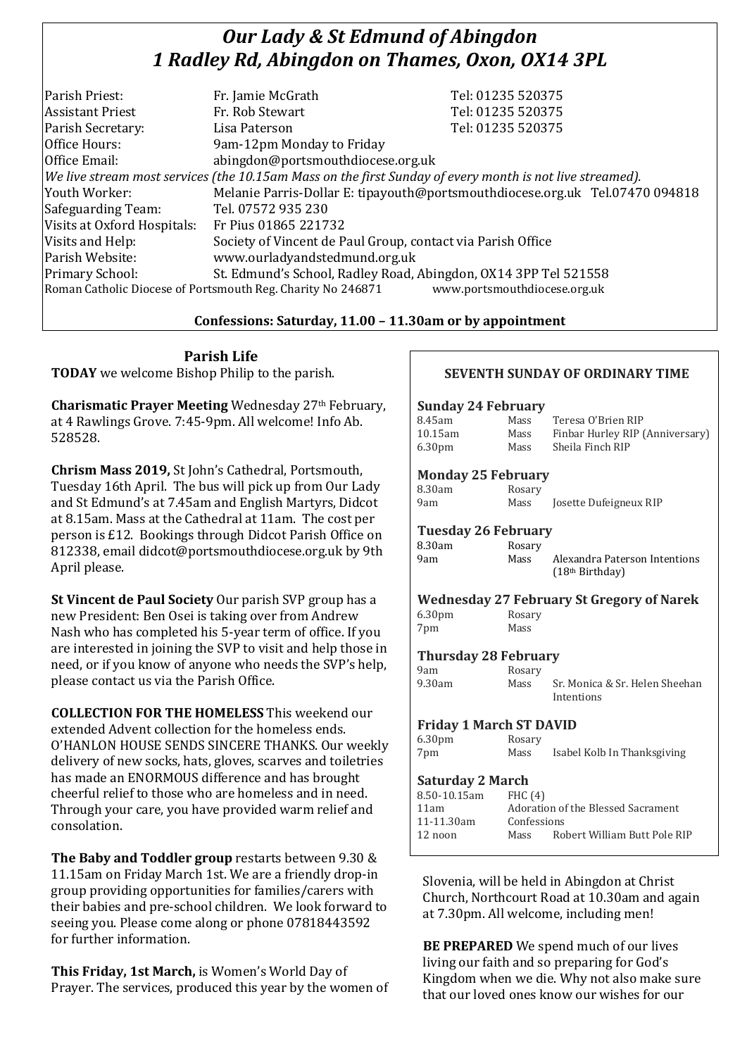# *Our Lady & St Edmund of Abingdon*
# *1 Radley Rd, Abingdon on Thames, Oxon, OX14 3PL*

| | | |
|---|---|---|
| Parish Priest: | Fr. Jamie McGrath | Tel: 01235 520375 |
| Assistant Priest | Fr. Rob Stewart | Tel: 01235 520375 |
| Parish Secretary: | Lisa Paterson | Tel: 01235 520375 |
| Office Hours: | 9am-12pm Monday to Friday | |
| Office Email: | abingdon@portsmouthdiocese.org.uk | |

*We live stream most services (the 10.15am Mass on the first Sunday of every month is not live streamed).*

| | |
|---|---|
| Youth Worker: | Melanie Parris-Dollar E: tipayouth@portsmouthdiocese.org.uk Tel.07470 094818 |
| Safeguarding Team: | Tel. 07572 935 230 |
| Visits at Oxford Hospitals: | Fr Pius 01865 221732 |
| Visits and Help: | Society of Vincent de Paul Group, contact via Parish Office |
| Parish Website: | www.ourladyandstedmund.org.uk |
| Primary School: | St. Edmund's School, Radley Road, Abingdon, OX14 3PP Tel 521558 |

Roman Catholic Diocese of Portsmouth Reg. Charity No 246871 www.portsmouthdiocese.org.uk

**Confessions: Saturday, 11.00 – 11.30am or by appointment**

## Parish Life

**TODAY** we welcome Bishop Philip to the parish.

**Charismatic Prayer Meeting** Wednesday 27th February, at 4 Rawlings Grove. 7:45-9pm. All welcome! Info Ab. 528528.

**Chrism Mass 2019,** St John's Cathedral, Portsmouth, Tuesday 16th April. The bus will pick up from Our Lady and St Edmund's at 7.45am and English Martyrs, Didcot at 8.15am. Mass at the Cathedral at 11am. The cost per person is £12. Bookings through Didcot Parish Office on 812338, email didcot@portsmouthdiocese.org.uk by 9th April please.

**St Vincent de Paul Society** Our parish SVP group has a new President: Ben Osei is taking over from Andrew Nash who has completed his 5-year term of office. If you are interested in joining the SVP to visit and help those in need, or if you know of anyone who needs the SVP's help, please contact us via the Parish Office.

**COLLECTION FOR THE HOMELESS** This weekend our extended Advent collection for the homeless ends. O'HANLON HOUSE SENDS SINCERE THANKS. Our weekly delivery of new socks, hats, gloves, scarves and toiletries has made an ENORMOUS difference and has brought cheerful relief to those who are homeless and in need. Through your care, you have provided warm relief and consolation.

**The Baby and Toddler group** restarts between 9.30 & 11.15am on Friday March 1st. We are a friendly drop-in group providing opportunities for families/carers with their babies and pre-school children. We look forward to seeing you. Please come along or phone 07818443592 for further information.

**This Friday, 1st March,** is Women's World Day of Prayer. The services, produced this year by the women of Slovenia, will be held in Abingdon at Christ Church, Northcourt Road at 10.30am and again at 7.30pm. All welcome, including men!

**BE PREPARED** We spend much of our lives living our faith and so preparing for God's Kingdom when we die. Why not also make sure that our loved ones know our wishes for our

### SEVENTH SUNDAY OF ORDINARY TIME

**Sunday 24 February**

| | | |
|---|---|---|
| 8.45am | Mass | Teresa O'Brien RIP |
| 10.15am | Mass | Finbar Hurley RIP (Anniversary) |
| 6.30pm | Mass | Sheila Finch RIP |

**Monday 25 February**

| | | |
|---|---|---|
| 8.30am | Rosary | |
| 9am | Mass | Josette Dufeigneux RIP |

**Tuesday 26 February**

| | | |
|---|---|---|
| 8.30am | Rosary | |
| 9am | Mass | Alexandra Paterson Intentions (18th Birthday) |

**Wednesday 27 February St Gregory of Narek**

| | | |
|---|---|---|
| 6.30pm | Rosary | |
| 7pm | Mass | |

**Thursday 28 February**

| | | |
|---|---|---|
| 9am | Rosary | |
| 9.30am | Mass | Sr. Monica & Sr. Helen Sheehan Intentions |

**Friday 1 March ST DAVID**

| | | |
|---|---|---|
| 6.30pm | Rosary | |
| 7pm | Mass | Isabel Kolb In Thanksgiving |

**Saturday 2 March**

| | | |
|---|---|---|
| 8.50-10.15am | FHC (4) | |
| 11am | Adoration of the Blessed Sacrament | |
| 11-11.30am | Confessions | |
| 12 noon | Mass | Robert William Butt Pole RIP |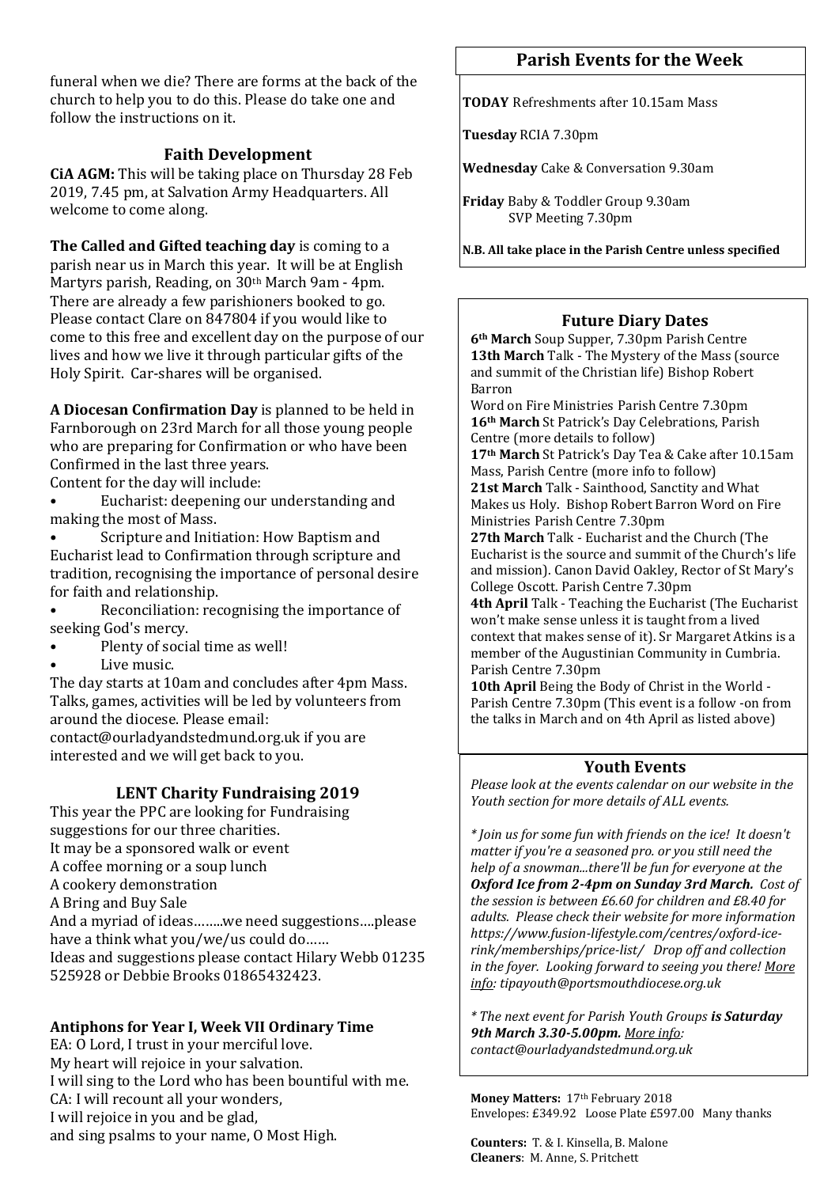funeral when we die? There are forms at the back of the church to help you to do this. Please do take one and follow the instructions on it.

## Faith Development

**CiA AGM:** This will be taking place on Thursday 28 Feb 2019, 7.45 pm, at Salvation Army Headquarters. All welcome to come along.

**The Called and Gifted teaching day** is coming to a parish near us in March this year. It will be at English Martyrs parish, Reading, on 30th March 9am - 4pm. There are already a few parishioners booked to go. Please contact Clare on 847804 if you would like to come to this free and excellent day on the purpose of our lives and how we live it through particular gifts of the Holy Spirit. Car-shares will be organised.

**A Diocesan Confirmation Day** is planned to be held in Farnborough on 23rd March for all those young people who are preparing for Confirmation or who have been Confirmed in the last three years.

Content for the day will include:

- Eucharist: deepening our understanding and making the most of Mass.
- Scripture and Initiation: How Baptism and Eucharist lead to Confirmation through scripture and tradition, recognising the importance of personal desire for faith and relationship.
- Reconciliation: recognising the importance of seeking God's mercy.
- Plenty of social time as well!
- Live music.

The day starts at 10am and concludes after 4pm Mass. Talks, games, activities will be led by volunteers from around the diocese. Please email: contact@ourladyandstedmund.org.uk if you are interested and we will get back to you.

## LENT Charity Fundraising 2019

This year the PPC are looking for Fundraising suggestions for our three charities.
It may be a sponsored walk or event
A coffee morning or a soup lunch
A cookery demonstration
A Bring and Buy Sale
And a myriad of ideas……..we need suggestions….please have a think what you/we/us could do……
Ideas and suggestions please contact Hilary Webb 01235 525928 or Debbie Brooks 01865432423.

**Antiphons for Year I, Week VII Ordinary Time**

EA: O Lord, I trust in your merciful love.
My heart will rejoice in your salvation.
I will sing to the Lord who has been bountiful with me.
CA: I will recount all your wonders,
I will rejoice in you and be glad,
and sing psalms to your name, O Most High.

## Parish Events for the Week

**TODAY** Refreshments after 10.15am Mass

**Tuesday** RCIA 7.30pm

**Wednesday** Cake & Conversation 9.30am

**Friday** Baby & Toddler Group 9.30am
SVP Meeting 7.30pm

**N.B. All take place in the Parish Centre unless specified**

## Future Diary Dates

**6th March** Soup Supper, 7.30pm Parish Centre
**13th March** Talk - The Mystery of the Mass (source and summit of the Christian life) Bishop Robert Barron
Word on Fire Ministries Parish Centre 7.30pm
**16th March** St Patrick's Day Celebrations, Parish Centre (more details to follow)
**17th March** St Patrick's Day Tea & Cake after 10.15am Mass, Parish Centre (more info to follow)
**21st March** Talk - Sainthood, Sanctity and What Makes us Holy. Bishop Robert Barron Word on Fire Ministries Parish Centre 7.30pm
**27th March** Talk - Eucharist and the Church (The Eucharist is the source and summit of the Church's life and mission). Canon David Oakley, Rector of St Mary's College Oscott. Parish Centre 7.30pm
**4th April** Talk - Teaching the Eucharist (The Eucharist won't make sense unless it is taught from a lived context that makes sense of it). Sr Margaret Atkins is a member of the Augustinian Community in Cumbria. Parish Centre 7.30pm
**10th April** Being the Body of Christ in the World - Parish Centre 7.30pm (This event is a follow -on from the talks in March and on 4th April as listed above)

## Youth Events

*Please look at the events calendar on our website in the Youth section for more details of ALL events.*

*\* Join us for some fun with friends on the ice! It doesn't matter if you're a seasoned pro. or you still need the help of a snowman...there'll be fun for everyone at the **Oxford Ice from 2-4pm on Sunday 3rd March.** Cost of the session is between £6.60 for children and £8.40 for adults. Please check their website for more information https://www.fusion-lifestyle.com/centres/oxford-ice-rink/memberships/price-list/ Drop off and collection in the foyer. Looking forward to seeing you there! More info: tipayouth@portsmouthdiocese.org.uk*

*\* The next event for Parish Youth Groups **is Saturday 9th March 3.30-5.00pm.** More info: contact@ourladyandstedmund.org.uk*

**Money Matters:** 17th February 2018
Envelopes: £349.92 Loose Plate £597.00 Many thanks

**Counters:** T. & I. Kinsella, B. Malone
**Cleaners**: M. Anne, S. Pritchett